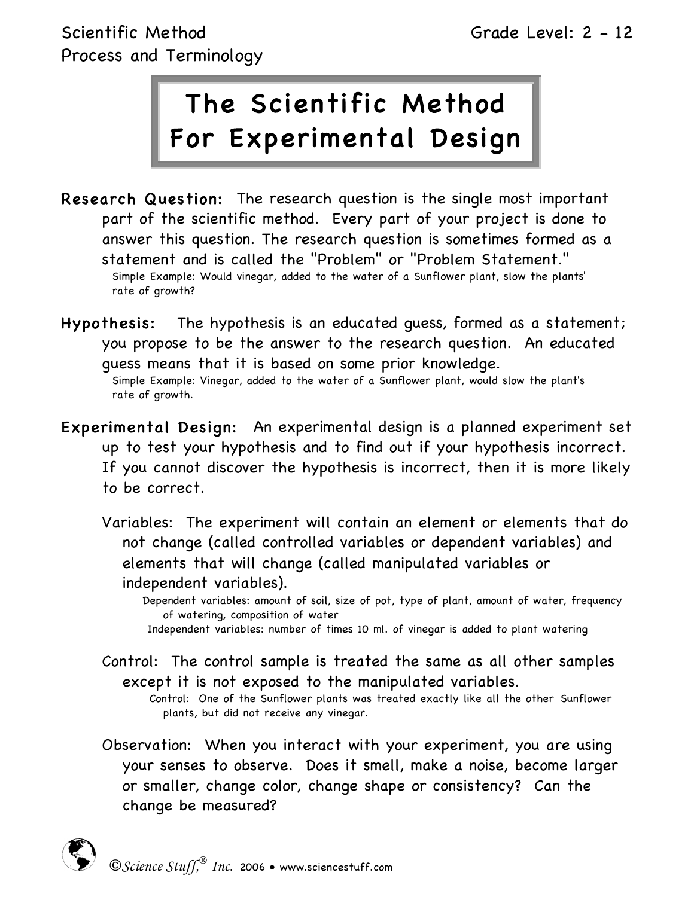Scientific Method
Process and Terminology

Grade Level: 2 - 12

# The Scientific Method For Experimental Design

**Research Question:** The research question is the single most important part of the scientific method. Every part of your project is done to answer this question. The research question is sometimes formed as a statement and is called the "Problem" or "Problem Statement."

Simple Example: Would vinegar, added to the water of a Sunflower plant, slow the plants' rate of growth?

**Hypothesis:** The hypothesis is an educated guess, formed as a statement; you propose to be the answer to the research question. An educated guess means that it is based on some prior knowledge.

Simple Example: Vinegar, added to the water of a Sunflower plant, would slow the plant's rate of growth.

**Experimental Design:** An experimental design is a planned experiment set up to test your hypothesis and to find out if your hypothesis incorrect. If you cannot discover the hypothesis is incorrect, then it is more likely to be correct.

Variables: The experiment will contain an element or elements that do not change (called controlled variables or dependent variables) and elements that will change (called manipulated variables or independent variables).

Dependent variables: amount of soil, size of pot, type of plant, amount of water, frequency of watering, composition of water

Independent variables: number of times 10 ml. of vinegar is added to plant watering

Control: The control sample is treated the same as all other samples except it is not exposed to the manipulated variables.

Control: One of the Sunflower plants was treated exactly like all the other Sunflower plants, but did not receive any vinegar.

Observation: When you interact with your experiment, you are using your senses to observe. Does it smell, make a noise, become larger or smaller, change color, change shape or consistency? Can the change be measured?

©*Science Stuff,*® *Inc.* 2006 • www.sciencestuff.com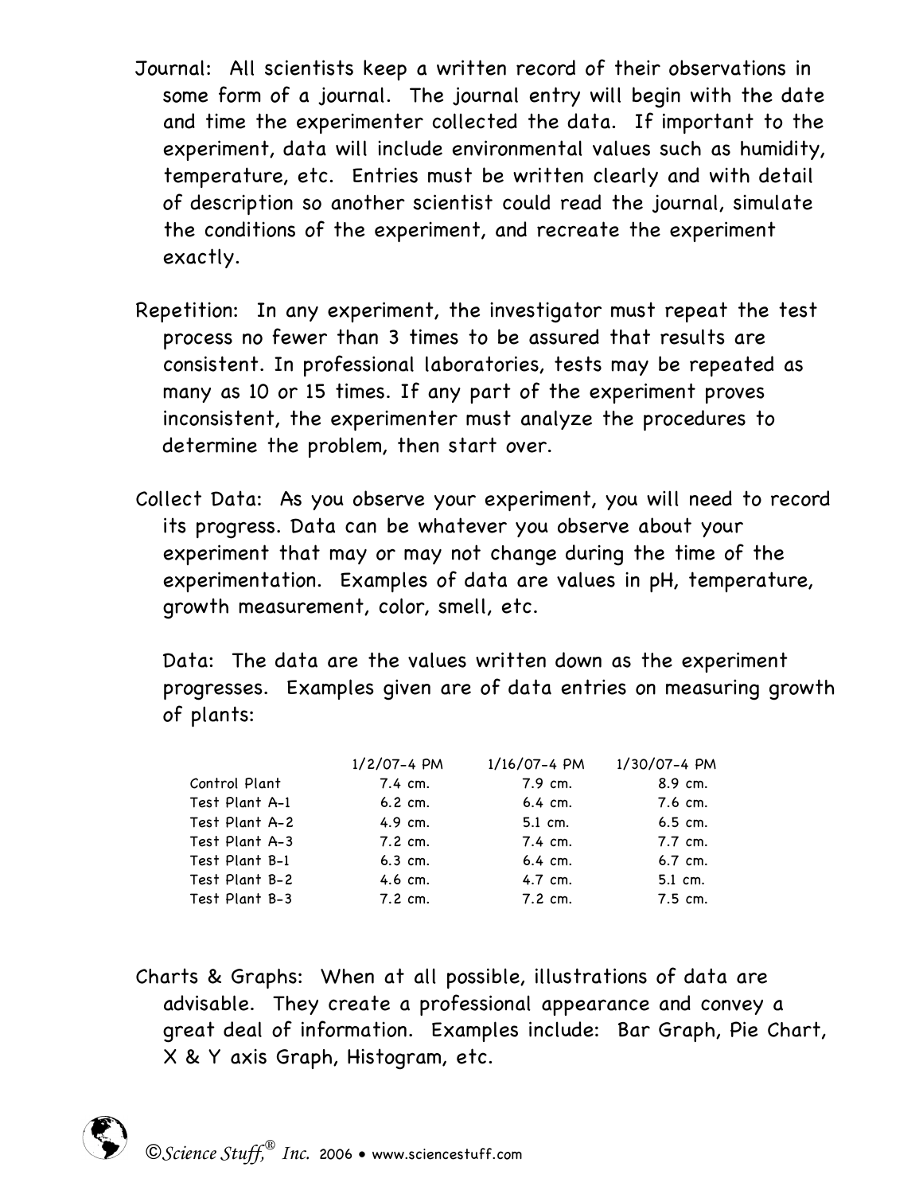Journal: All scientists keep a written record of their observations in some form of a journal. The journal entry will begin with the date and time the experimenter collected the data. If important to the experiment, data will include environmental values such as humidity, temperature, etc. Entries must be written clearly and with detail of description so another scientist could read the journal, simulate the conditions of the experiment, and recreate the experiment exactly.

Repetition: In any experiment, the investigator must repeat the test process no fewer than 3 times to be assured that results are consistent. In professional laboratories, tests may be repeated as many as 10 or 15 times. If any part of the experiment proves inconsistent, the experimenter must analyze the procedures to determine the problem, then start over.

Collect Data: As you observe your experiment, you will need to record its progress. Data can be whatever you observe about your experiment that may or may not change during the time of the experimentation. Examples of data are values in pH, temperature, growth measurement, color, smell, etc.

Data: The data are the values written down as the experiment progresses. Examples given are of data entries on measuring growth of plants:

| | 1/2/07-4 PM | 1/16/07-4 PM | 1/30/07-4 PM |
|---|---|---|---|
| Control Plant | 7.4 cm. | 7.9 cm. | 8.9 cm. |
| Test Plant A-1 | 6.2 cm. | 6.4 cm. | 7.6 cm. |
| Test Plant A-2 | 4.9 cm. | 5.1 cm. | 6.5 cm. |
| Test Plant A-3 | 7.2 cm. | 7.4 cm. | 7.7 cm. |
| Test Plant B-1 | 6.3 cm. | 6.4 cm. | 6.7 cm. |
| Test Plant B-2 | 4.6 cm. | 4.7 cm. | 5.1 cm. |
| Test Plant B-3 | 7.2 cm. | 7.2 cm. | 7.5 cm. |

Charts & Graphs: When at all possible, illustrations of data are advisable. They create a professional appearance and convey a great deal of information. Examples include: Bar Graph, Pie Chart, X & Y axis Graph, Histogram, etc.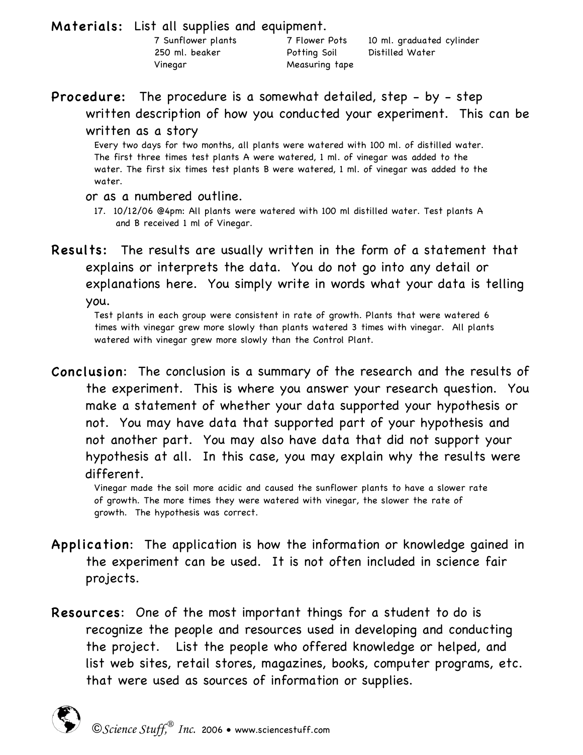**Materials:** List all supplies and equipment.

| | | |
|---|---|---|
| 7 Sunflower plants | 7 Flower Pots | 10 ml. graduated cylinder |
| 250 ml. beaker | Potting Soil | Distilled Water |
| Vinegar | Measuring tape | |

**Procedure:** The procedure is a somewhat detailed, step - by - step written description of how you conducted your experiment. This can be written as a story

Every two days for two months, all plants were watered with 100 ml. of distilled water. The first three times test plants A were watered, 1 ml. of vinegar was added to the water. The first six times test plants B were watered, 1 ml. of vinegar was added to the water.

or as a numbered outline.

17. 10/12/06 @4pm: All plants were watered with 100 ml distilled water. Test plants A and B received 1 ml of Vinegar.

**Results:** The results are usually written in the form of a statement that explains or interprets the data. You do not go into any detail or explanations here. You simply write in words what your data is telling you.

Test plants in each group were consistent in rate of growth. Plants that were watered 6 times with vinegar grew more slowly than plants watered 3 times with vinegar. All plants watered with vinegar grew more slowly than the Control Plant.

**Conclusion**: The conclusion is a summary of the research and the results of the experiment. This is where you answer your research question. You make a statement of whether your data supported your hypothesis or not. You may have data that supported part of your hypothesis and not another part. You may also have data that did not support your hypothesis at all. In this case, you may explain why the results were different.

Vinegar made the soil more acidic and caused the sunflower plants to have a slower rate of growth. The more times they were watered with vinegar, the slower the rate of growth. The hypothesis was correct.

**Application**: The application is how the information or knowledge gained in the experiment can be used. It is not often included in science fair projects.

**Resources**: One of the most important things for a student to do is recognize the people and resources used in developing and conducting the project. List the people who offered knowledge or helped, and list web sites, retail stores, magazines, books, computer programs, etc. that were used as sources of information or supplies.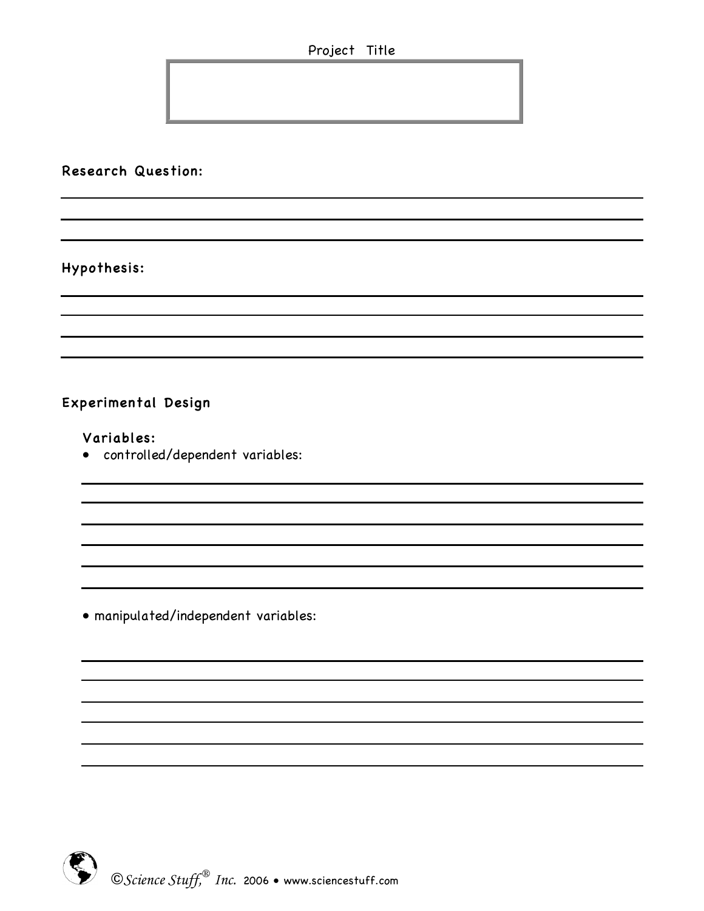Project Title

**Research Question:**

**Hypothesis:**

**Experimental Design**

**Variables:**

- controlled/dependent variables:

- manipulated/independent variables:

©*Science Stuff,*® *Inc.* 2006 • www.sciencestuff.com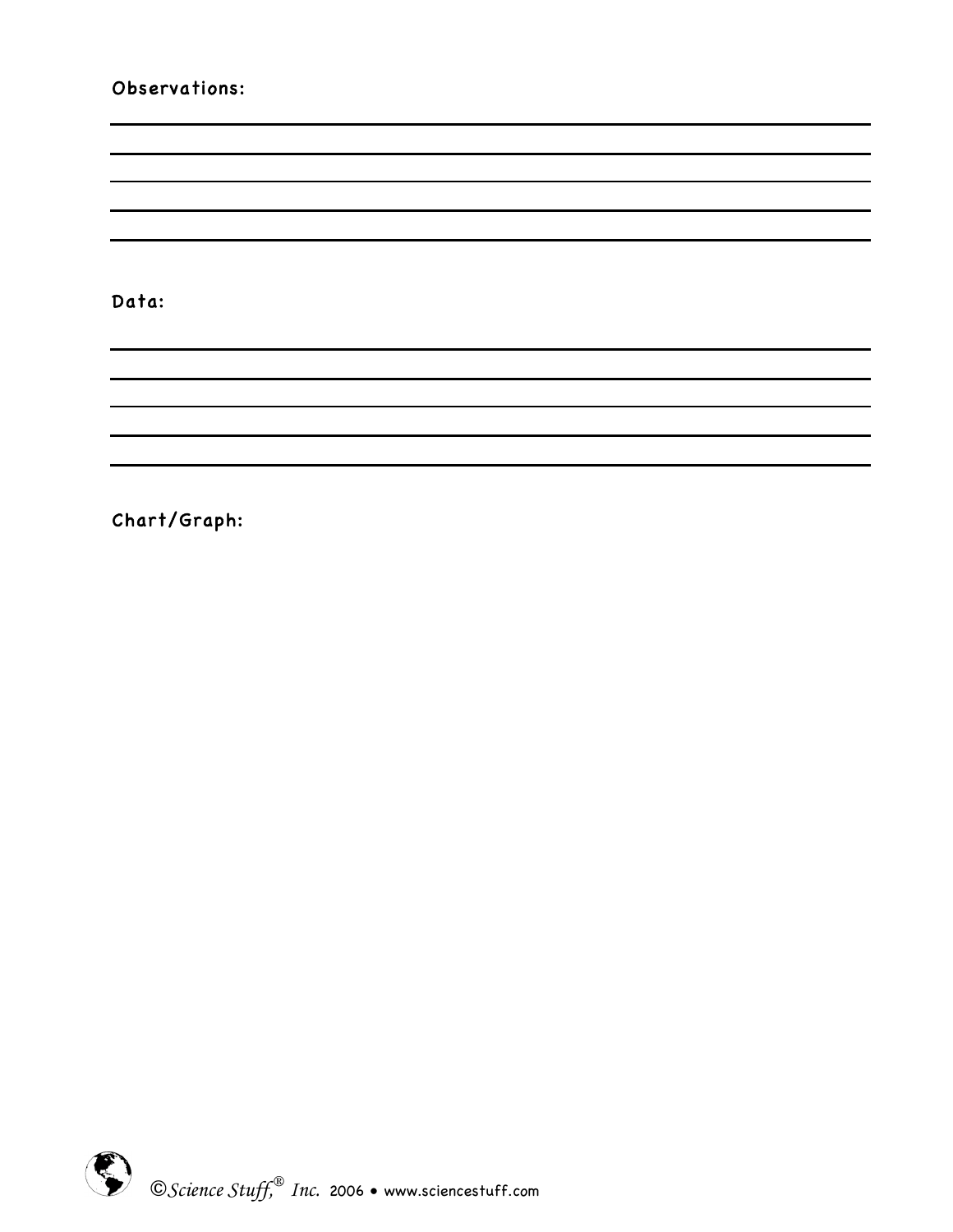**Observations:**

\_\_\_\_\_\_\_\_\_\_\_\_\_\_\_\_\_\_\_\_\_\_\_\_\_\_\_\_\_\_\_\_\_\_\_\_\_\_\_\_\_\_\_\_\_\_\_\_\_\_\_\_\_\_\_\_\_\_\_\_

\_\_\_\_\_\_\_\_\_\_\_\_\_\_\_\_\_\_\_\_\_\_\_\_\_\_\_\_\_\_\_\_\_\_\_\_\_\_\_\_\_\_\_\_\_\_\_\_\_\_\_\_\_\_\_\_\_\_\_\_

\_\_\_\_\_\_\_\_\_\_\_\_\_\_\_\_\_\_\_\_\_\_\_\_\_\_\_\_\_\_\_\_\_\_\_\_\_\_\_\_\_\_\_\_\_\_\_\_\_\_\_\_\_\_\_\_\_\_\_\_

\_\_\_\_\_\_\_\_\_\_\_\_\_\_\_\_\_\_\_\_\_\_\_\_\_\_\_\_\_\_\_\_\_\_\_\_\_\_\_\_\_\_\_\_\_\_\_\_\_\_\_\_\_\_\_\_\_\_\_\_

\_\_\_\_\_\_\_\_\_\_\_\_\_\_\_\_\_\_\_\_\_\_\_\_\_\_\_\_\_\_\_\_\_\_\_\_\_\_\_\_\_\_\_\_\_\_\_\_\_\_\_\_\_\_\_\_\_\_\_\_

**Data:**

\_\_\_\_\_\_\_\_\_\_\_\_\_\_\_\_\_\_\_\_\_\_\_\_\_\_\_\_\_\_\_\_\_\_\_\_\_\_\_\_\_\_\_\_\_\_\_\_\_\_\_\_\_\_\_\_\_\_\_\_

\_\_\_\_\_\_\_\_\_\_\_\_\_\_\_\_\_\_\_\_\_\_\_\_\_\_\_\_\_\_\_\_\_\_\_\_\_\_\_\_\_\_\_\_\_\_\_\_\_\_\_\_\_\_\_\_\_\_\_\_

\_\_\_\_\_\_\_\_\_\_\_\_\_\_\_\_\_\_\_\_\_\_\_\_\_\_\_\_\_\_\_\_\_\_\_\_\_\_\_\_\_\_\_\_\_\_\_\_\_\_\_\_\_\_\_\_\_\_\_\_

\_\_\_\_\_\_\_\_\_\_\_\_\_\_\_\_\_\_\_\_\_\_\_\_\_\_\_\_\_\_\_\_\_\_\_\_\_\_\_\_\_\_\_\_\_\_\_\_\_\_\_\_\_\_\_\_\_\_\_\_

\_\_\_\_\_\_\_\_\_\_\_\_\_\_\_\_\_\_\_\_\_\_\_\_\_\_\_\_\_\_\_\_\_\_\_\_\_\_\_\_\_\_\_\_\_\_\_\_\_\_\_\_\_\_\_\_\_\_\_\_

**Chart/Graph:**

©*Science Stuff,*® *Inc.* 2006 • www.sciencestuff.com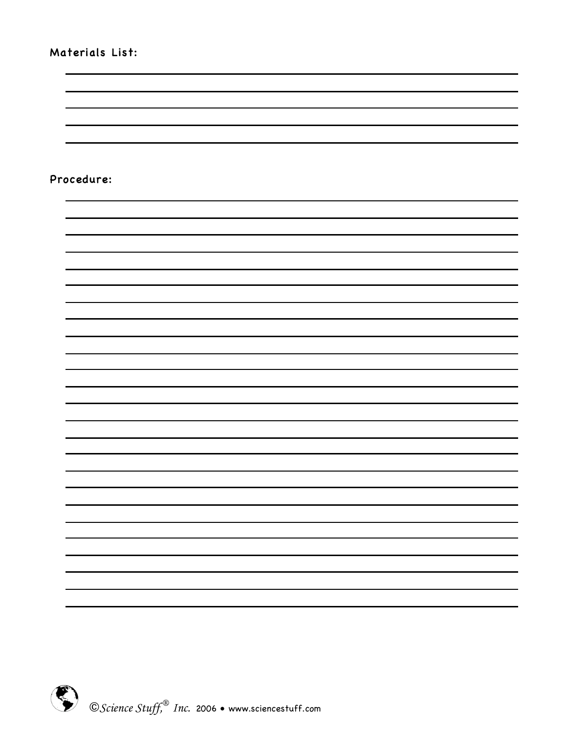Materials List:

Procedure: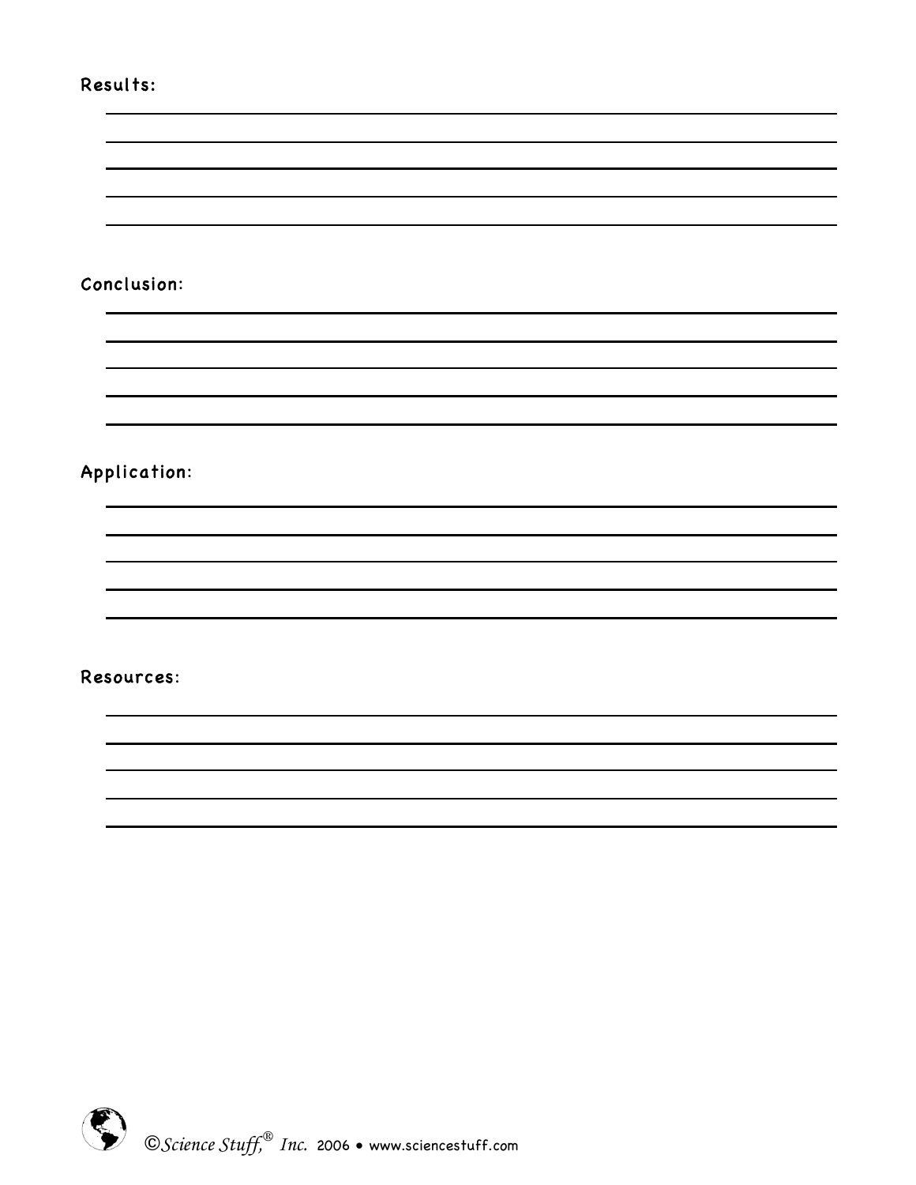**Results:**

**Conclusion:**

**Application:**

**Resources:**

©*Science Stuff,*® *Inc.* 2006 • www.sciencestuff.com